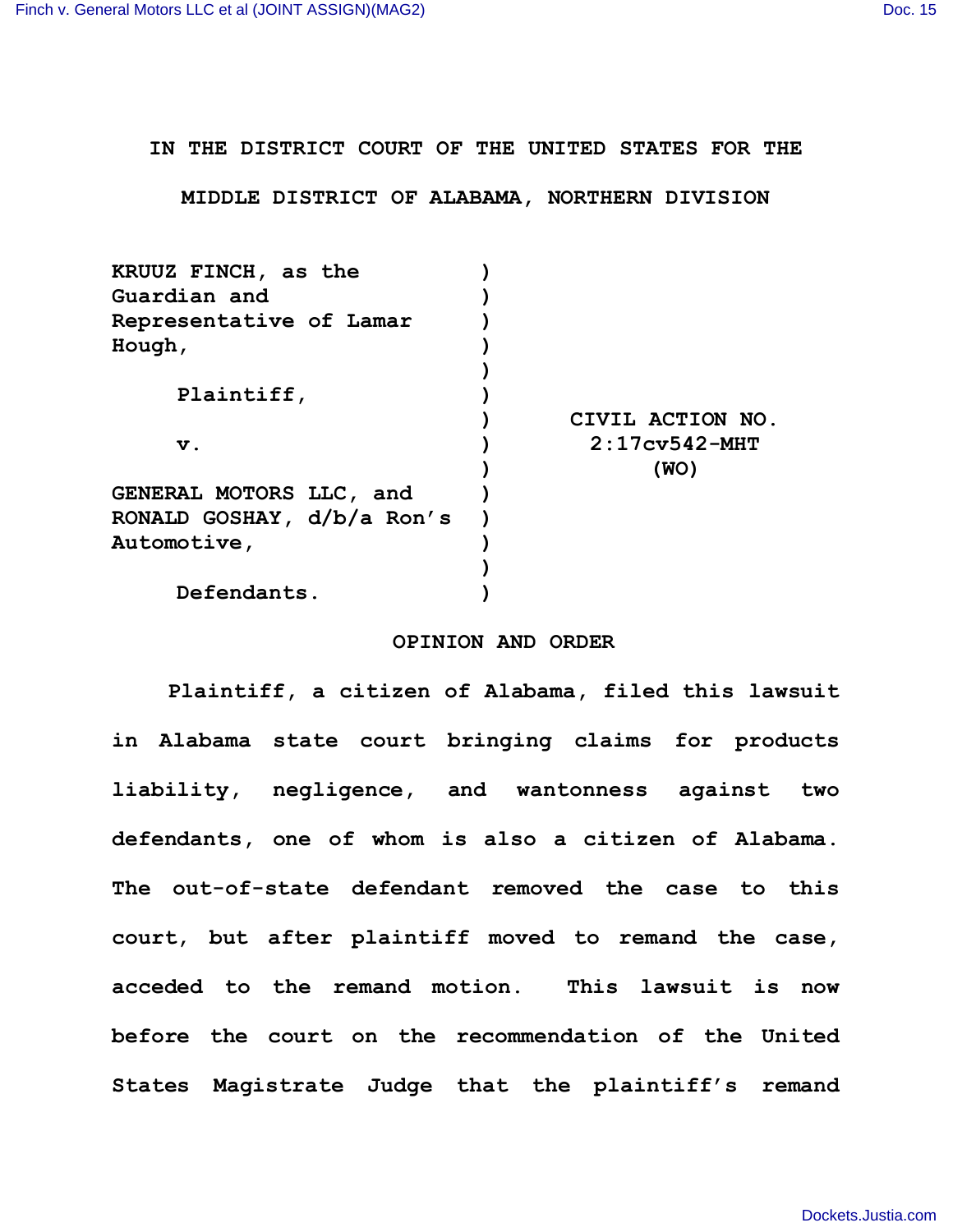IN THE DISTRICT COURT OF THE UNITED STATES FOR THE

MIDDLE DISTRICT OF ALABAMA, NORTHERN DIVISION

| | | |
|---|---|---|
| KRUUZ FINCH, as the Guardian and Representative of Lamar Hough, | ) | |
| | ) | |
| Plaintiff, | ) | |
| | ) | CIVIL ACTION NO. |
| v. | ) | 2:17cv542-MHT |
| | ) | (WO) |
| GENERAL MOTORS LLC, and RONALD GOSHAY, d/b/a Ron's Automotive, | ) | |
| | ) | |
| Defendants. | ) | |

## OPINION AND ORDER

Plaintiff, a citizen of Alabama, filed this lawsuit in Alabama state court bringing claims for products liability, negligence, and wantonness against two defendants, one of whom is also a citizen of Alabama. The out-of-state defendant removed the case to this court, but after plaintiff moved to remand the case, acceded to the remand motion. This lawsuit is now before the court on the recommendation of the United States Magistrate Judge that the plaintiff's remand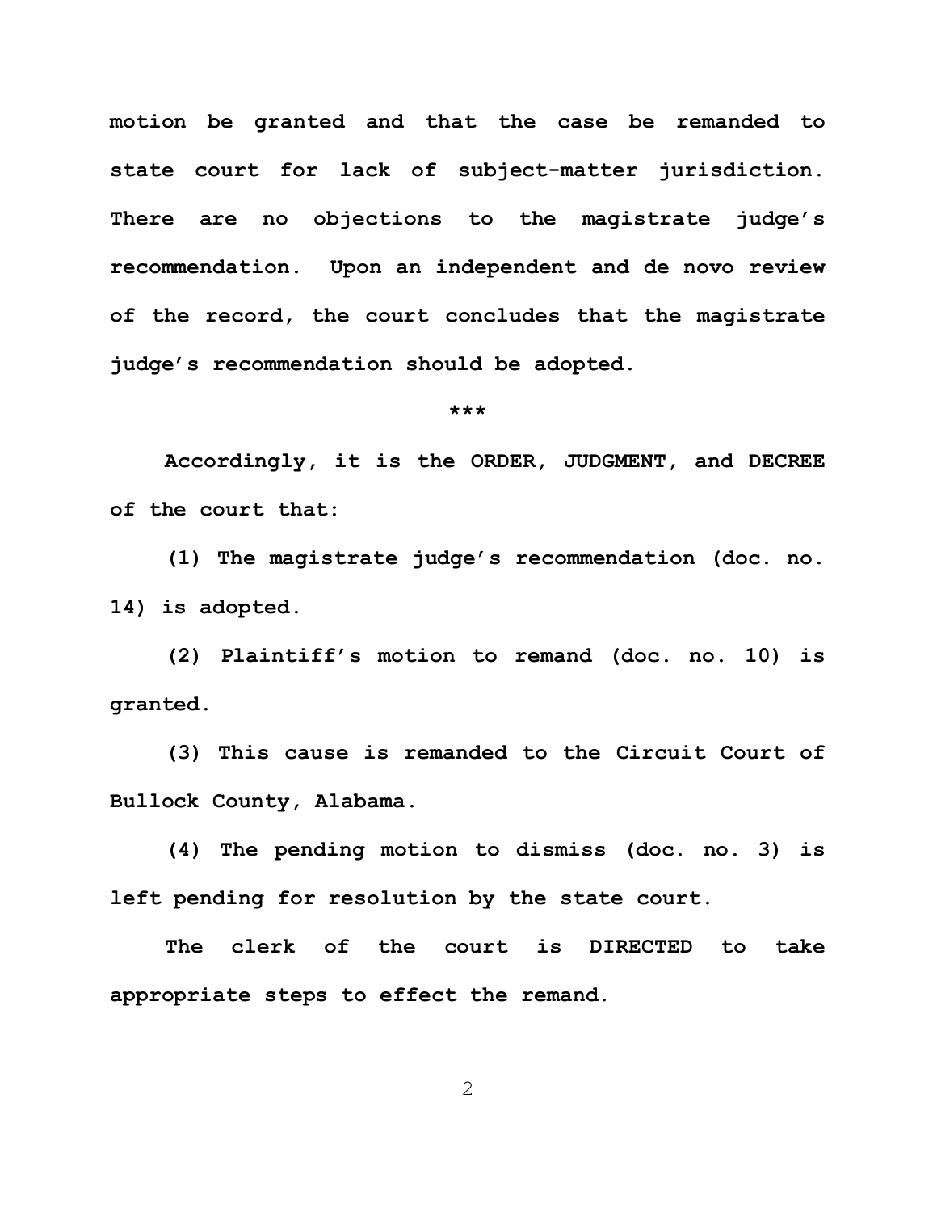motion be granted and that the case be remanded to state court for lack of subject-matter jurisdiction. There are no objections to the magistrate judge's recommendation. Upon an independent and de novo review of the record, the court concludes that the magistrate judge's recommendation should be adopted.

***

Accordingly, it is the ORDER, JUDGMENT, and DECREE of the court that:

(1) The magistrate judge's recommendation (doc. no. 14) is adopted.

(2) Plaintiff's motion to remand (doc. no. 10) is granted.

(3) This cause is remanded to the Circuit Court of Bullock County, Alabama.

(4) The pending motion to dismiss (doc. no. 3) is left pending for resolution by the state court.

The clerk of the court is DIRECTED to take appropriate steps to effect the remand.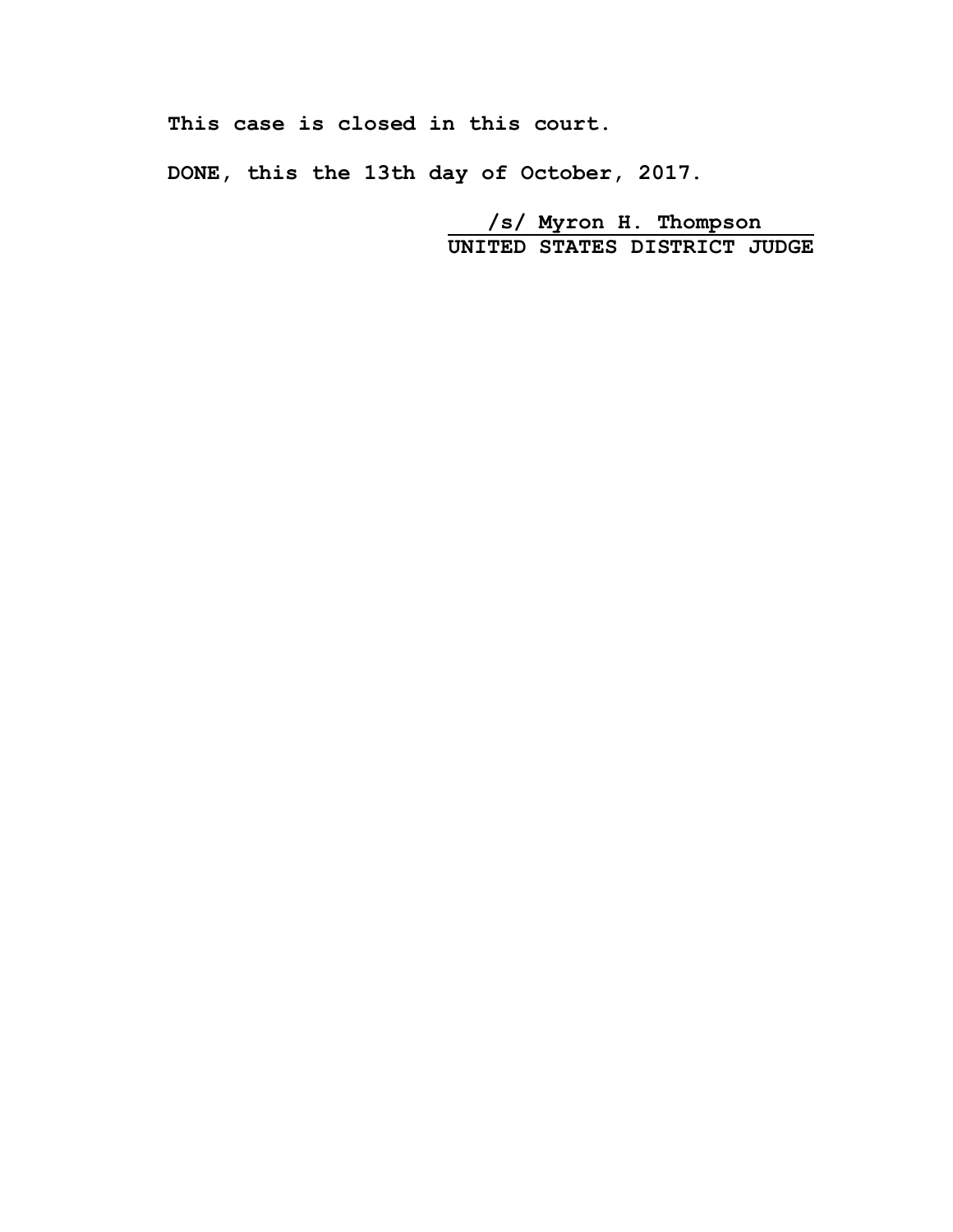**This case is closed in this court.**

**DONE, this the 13th day of October, 2017.**

**/s/ Myron H. Thompson**
**UNITED STATES DISTRICT JUDGE**